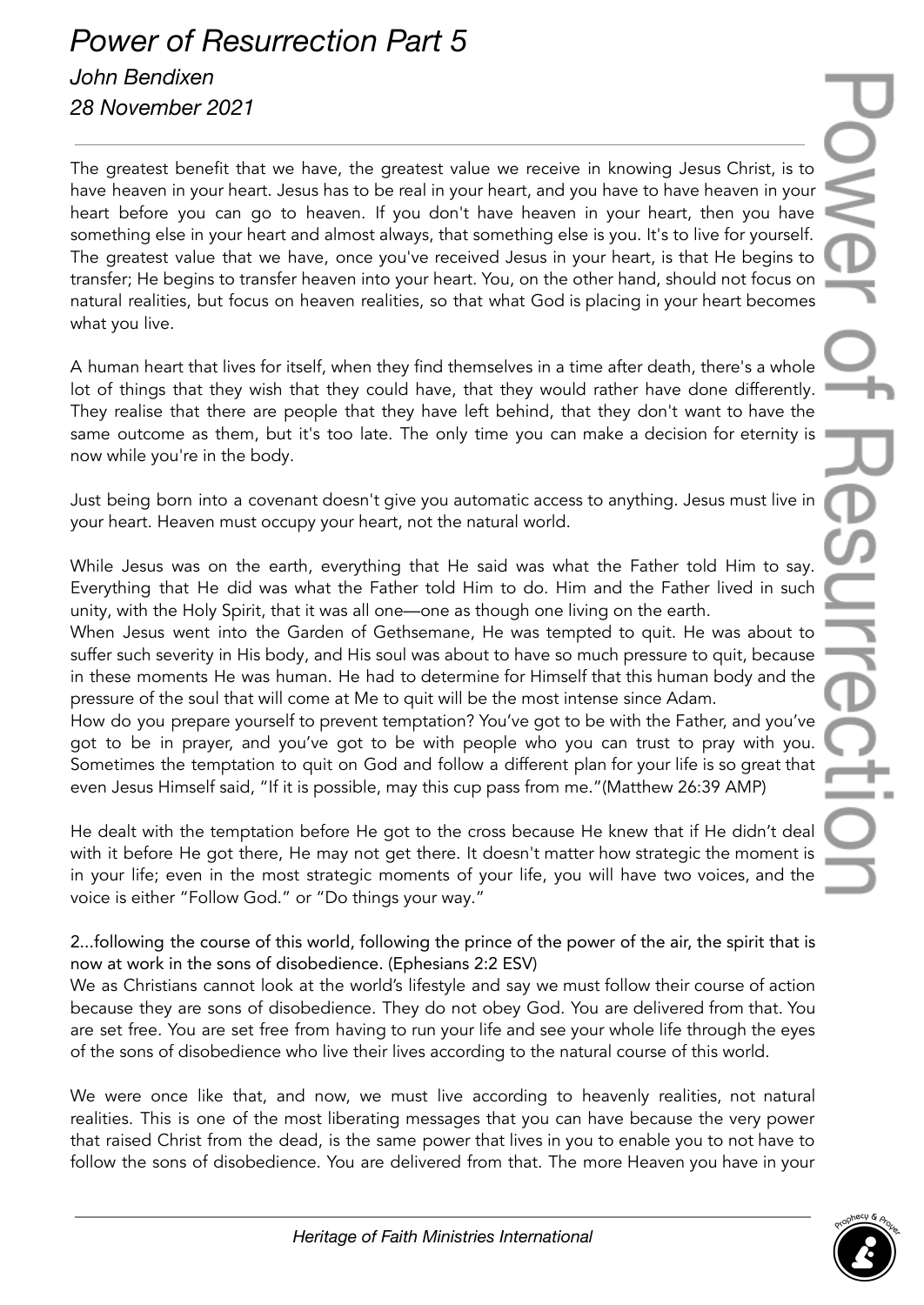# *Power of Resurrection Part 5*

### *John Bendixen*

### *28 November 2021*

The greatest benefit that we have, the greatest value we receive in knowing Jesus Christ, is to have heaven in your heart. Jesus has to be real in your heart, and you have to have heaven in your heart before you can go to heaven. If you don't have heaven in your heart, then you have something else in your heart and almost always, that something else is you. It's to live for yourself. The greatest value that we have, once you've received Jesus in your heart, is that He begins to transfer; He begins to transfer heaven into your heart. You, on the other hand, should not focus on natural realities, but focus on heaven realities, so that what God is placing in your heart becomes what you live.

A human heart that lives for itself, when they find themselves in a time after death, there's a whole lot of things that they wish that they could have, that they would rather have done differently. They realise that there are people that they have left behind, that they don't want to have the same outcome as them, but it's too late. The only time you can make a decision for eternity is now while you're in the body.

Just being born into a covenant doesn't give you automatic access to anything. Jesus must live in your heart. Heaven must occupy your heart, not the natural world.

While Jesus was on the earth, everything that He said was what the Father told Him to say. Everything that He did was what the Father told Him to do. Him and the Father lived in such unity, with the Holy Spirit, that it was all one—one as though one living on the earth.

When Jesus went into the Garden of Gethsemane, He was tempted to quit. He was about to suffer such severity in His body, and His soul was about to have so much pressure to quit, because in these moments He was human. He had to determine for Himself that this human body and the pressure of the soul that will come at Me to quit will be the most intense since Adam.

How do you prepare yourself to prevent temptation? You've got to be with the Father, and you've got to be in prayer, and you've got to be with people who you can trust to pray with you. Sometimes the temptation to quit on God and follow a different plan for your life is so great that even Jesus Himself said, "If it is possible, may this cup pass from me."(Matthew 26:39 AMP)

He dealt with the temptation before He got to the cross because He knew that if He didn't deal with it before He got there, He may not get there. It doesn't matter how strategic the moment is in your life; even in the most strategic moments of your life, you will have two voices, and the voice is either "Follow God." or "Do things your way."

2...following the course of this world, following the prince of the power of the air, the spirit that is now at work in the sons of disobedience. (Ephesians 2:2 ESV)

We as Christians cannot look at the world's lifestyle and say we must follow their course of action because they are sons of disobedience. They do not obey God. You are delivered from that. You are set free. You are set free from having to run your life and see your whole life through the eyes of the sons of disobedience who live their lives according to the natural course of this world.

We were once like that, and now, we must live according to heavenly realities, not natural realities. This is one of the most liberating messages that you can have because the very power that raised Christ from the dead, is the same power that lives in you to enable you to not have to follow the sons of disobedience. You are delivered from that. The more Heaven you have in your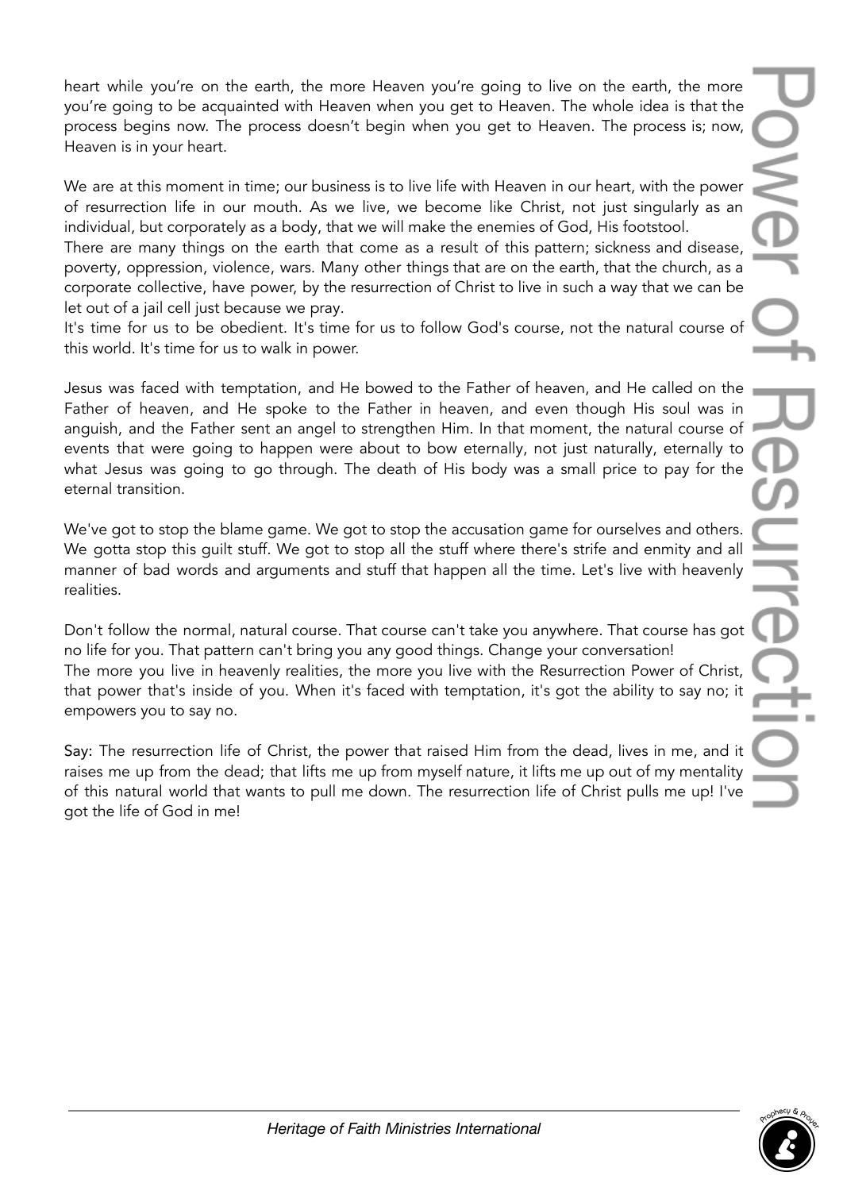heart while you're on the earth, the more Heaven you're going to live on the earth, the more you're going to be acquainted with Heaven when you get to Heaven. The whole idea is that the process begins now. The process doesn't begin when you get to Heaven. The process is; now, Heaven is in your heart.

We are at this moment in time; our business is to live life with Heaven in our heart, with the power of resurrection life in our mouth. As we live, we become like Christ, not just singularly as an individual, but corporately as a body, that we will make the enemies of God, His footstool.
There are many things on the earth that come as a result of this pattern; sickness and disease, poverty, oppression, violence, wars. Many other things that are on the earth, that the church, as a corporate collective, have power, by the resurrection of Christ to live in such a way that we can be let out of a jail cell just because we pray.
It's time for us to be obedient. It's time for us to follow God's course, not the natural course of this world. It's time for us to walk in power.

Jesus was faced with temptation, and He bowed to the Father of heaven, and He called on the Father of heaven, and He spoke to the Father in heaven, and even though His soul was in anguish, and the Father sent an angel to strengthen Him. In that moment, the natural course of events that were going to happen were about to bow eternally, not just naturally, eternally to what Jesus was going to go through. The death of His body was a small price to pay for the eternal transition.

We've got to stop the blame game. We got to stop the accusation game for ourselves and others. We gotta stop this guilt stuff. We got to stop all the stuff where there's strife and enmity and all manner of bad words and arguments and stuff that happen all the time. Let's live with heavenly realities.

Don't follow the normal, natural course. That course can't take you anywhere. That course has got no life for you. That pattern can't bring you any good things. Change your conversation!
The more you live in heavenly realities, the more you live with the Resurrection Power of Christ, that power that's inside of you. When it's faced with temptation, it's got the ability to say no; it empowers you to say no.

Say: The resurrection life of Christ, the power that raised Him from the dead, lives in me, and it raises me up from the dead; that lifts me up from myself nature, it lifts me up out of my mentality of this natural world that wants to pull me down. The resurrection life of Christ pulls me up! I've got the life of God in me!